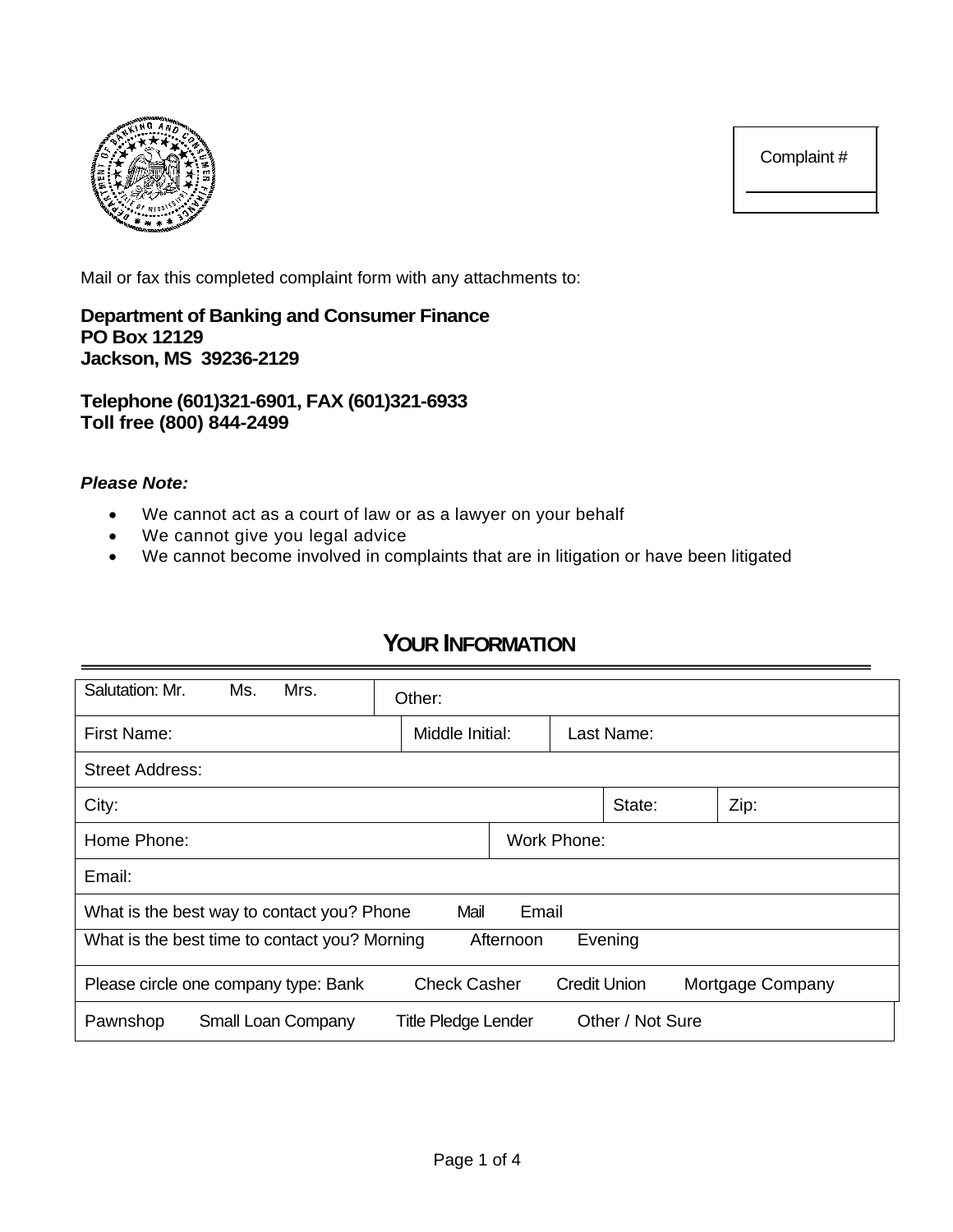Complaint #

Mail or fax this completed complaint form with any attachments to:

**Department of Banking and Consumer Finance**
**PO Box 12129**
**Jackson, MS 39236-2129**

**Telephone (601)321-6901, FAX (601)321-6933**
**Toll free (800) 844-2499**

***Please Note:***

- We cannot act as a court of law or as a lawyer on your behalf
- We cannot give you legal advice
- We cannot become involved in complaints that are in litigation or have been litigated

## YOUR INFORMATION

| | | | | | |
|---|---|---|---|---|---|
| Salutation: Mr. Ms. Mrs. | Other: | | | | |
| First Name: | Middle Initial: | Last Name: | | | |
| Street Address: | | | | | |
| City: | | | State: | Zip: | |
| Home Phone: | Work Phone: | | | | |
| Email: | | | | | |
| What is the best way to contact you? Phone Mail Email | | | | | |
| What is the best time to contact you? Morning Afternoon Evening | | | | | |
| Please circle one company type: Bank | Check Casher | Credit Union | Mortgage Company | | |
| Pawnshop | Small Loan Company | Title Pledge Lender | Other / Not Sure | | |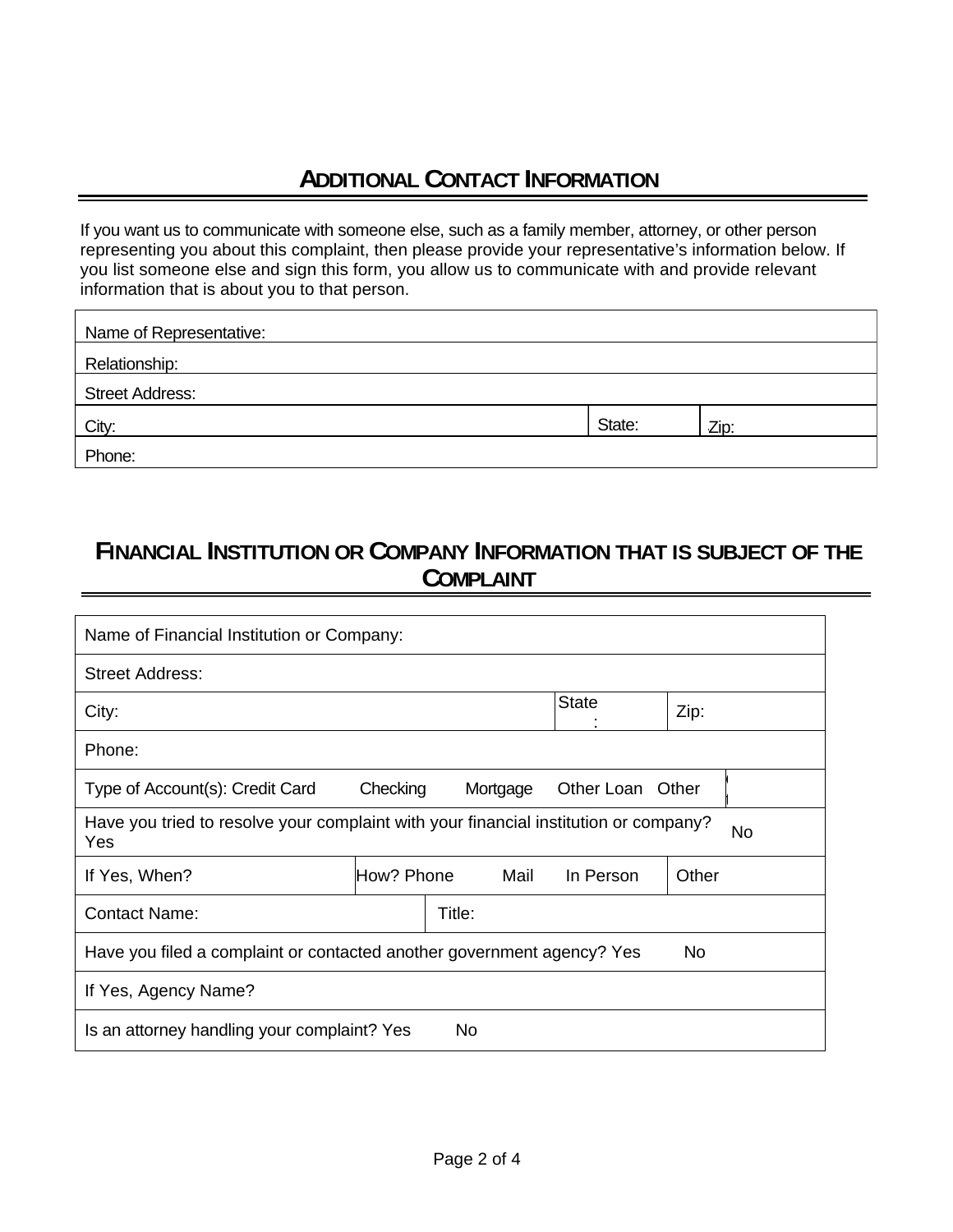## ADDITIONAL CONTACT INFORMATION

If you want us to communicate with someone else, such as a family member, attorney, or other person representing you about this complaint, then please provide your representative's information below. If you list someone else and sign this form, you allow us to communicate with and provide relevant information that is about you to that person.

| | | |
|---|---|---|
| Name of Representative: | | |
| Relationship: | | |
| Street Address: | | |
| City: | State: | Zip: |
| Phone: | | |

## FINANCIAL INSTITUTION OR COMPANY INFORMATION THAT IS SUBJECT OF THE COMPLAINT

| | | | |
|---|---|---|---|
| Name of Financial Institution or Company: | | | |
| Street Address: | | | |
| City: | | State: | Zip: |
| Phone: | | | |
| Type of Account(s): Credit Card Checking Mortgage Other Loan Other | | | |
| Have you tried to resolve your complaint with your financial institution or company? Yes No | | | |
| If Yes, When? | How? Phone Mail In Person | | Other |
| Contact Name: | Title: | | |
| Have you filed a complaint or contacted another government agency? Yes No | | | |
| If Yes, Agency Name? | | | |
| Is an attorney handling your complaint? Yes No | | | |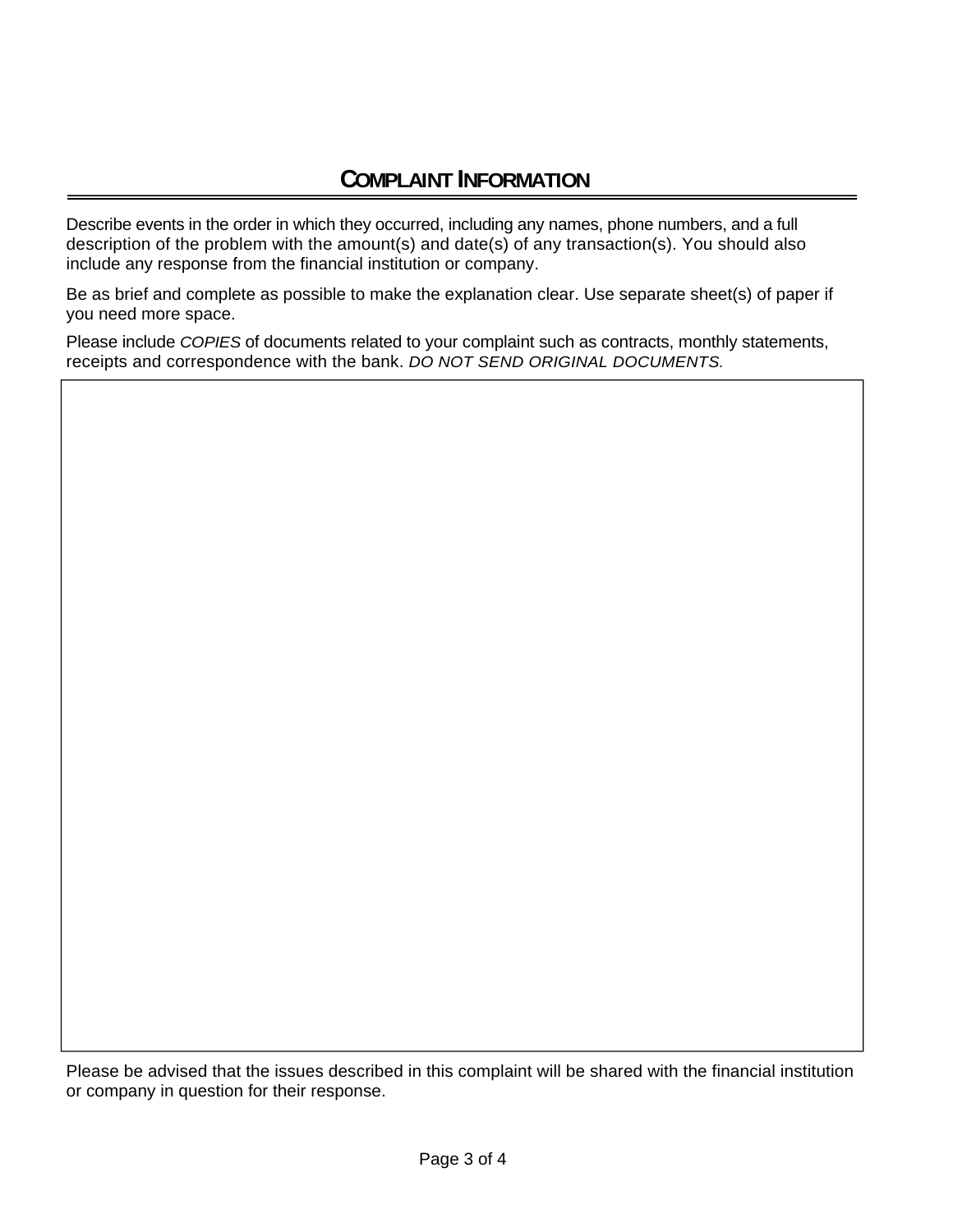## COMPLAINT INFORMATION

Describe events in the order in which they occurred, including any names, phone numbers, and a full description of the problem with the amount(s) and date(s) of any transaction(s). You should also include any response from the financial institution or company.

Be as brief and complete as possible to make the explanation clear. Use separate sheet(s) of paper if you need more space.

Please include *COPIES* of documents related to your complaint such as contracts, monthly statements, receipts and correspondence with the bank. *DO NOT SEND ORIGINAL DOCUMENTS.*

Please be advised that the issues described in this complaint will be shared with the financial institution or company in question for their response.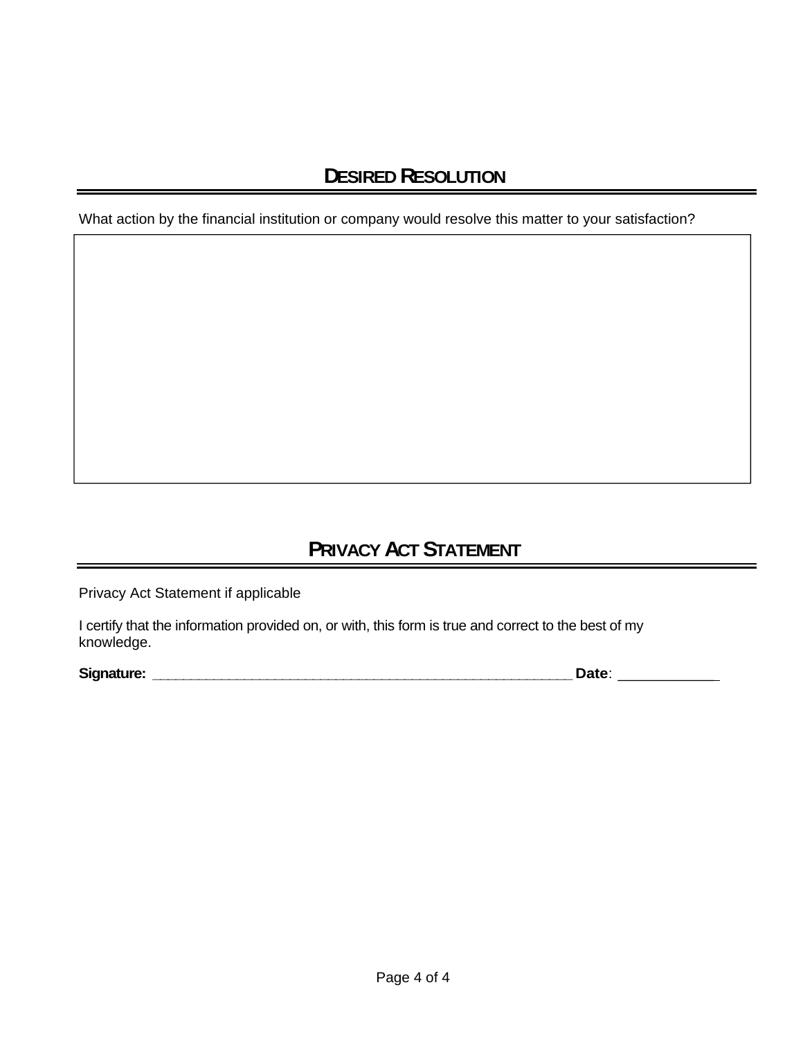## DESIRED RESOLUTION

What action by the financial institution or company would resolve this matter to your satisfaction?

## PRIVACY ACT STATEMENT

Privacy Act Statement if applicable

I certify that the information provided on, or with, this form is true and correct to the best of my knowledge.

**Signature:** _______________________________________________ **Date**: ____________